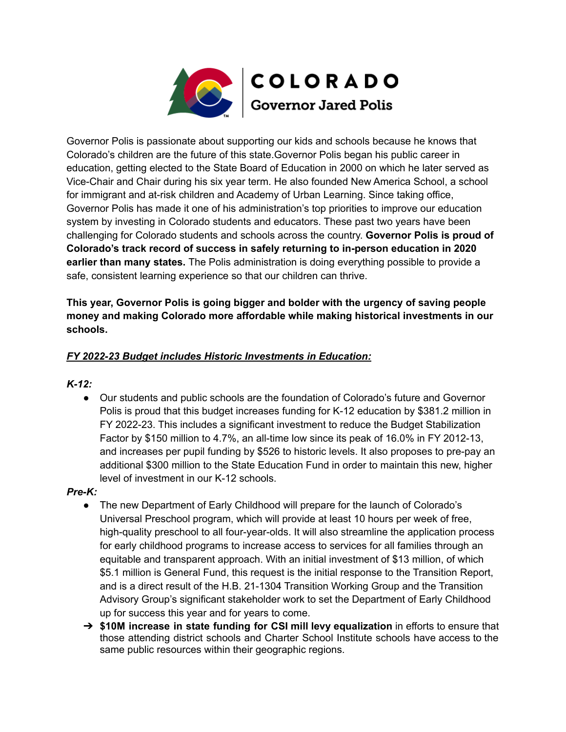# COLORADO

## Governor Jared Polis

Governor Polis is passionate about supporting our kids and schools because he knows that Colorado's children are the future of this state.Governor Polis began his public career in education, getting elected to the State Board of Education in 2000 on which he later served as Vice-Chair and Chair during his six year term. He also founded New America School, a school for immigrant and at-risk children and Academy of Urban Learning. Since taking office, Governor Polis has made it one of his administration's top priorities to improve our education system by investing in Colorado students and educators. These past two years have been challenging for Colorado students and schools across the country. **Governor Polis is proud of Colorado's track record of success in safely returning to in-person education in 2020 earlier than many states.** The Polis administration is doing everything possible to provide a safe, consistent learning experience so that our children can thrive.

**This year, Governor Polis is going bigger and bolder with the urgency of saving people money and making Colorado more affordable while making historical investments in our schools.**

***FY 2022-23 Budget includes Historic Investments in Education:***

***K-12:***

- Our students and public schools are the foundation of Colorado's future and Governor Polis is proud that this budget increases funding for K-12 education by $381.2 million in FY 2022-23. This includes a significant investment to reduce the Budget Stabilization Factor by $150 million to 4.7%, an all-time low since its peak of 16.0% in FY 2012-13, and increases per pupil funding by $526 to historic levels. It also proposes to pre-pay an additional $300 million to the State Education Fund in order to maintain this new, higher level of investment in our K-12 schools.

***Pre-K:***

- The new Department of Early Childhood will prepare for the launch of Colorado's Universal Preschool program, which will provide at least 10 hours per week of free, high-quality preschool to all four-year-olds. It will also streamline the application process for early childhood programs to increase access to services for all families through an equitable and transparent approach. With an initial investment of $13 million, of which $5.1 million is General Fund, this request is the initial response to the Transition Report, and is a direct result of the H.B. 21-1304 Transition Working Group and the Transition Advisory Group's significant stakeholder work to set the Department of Early Childhood up for success this year and for years to come.

➔ **$10M increase in state funding for CSI mill levy equalization** in efforts to ensure that those attending district schools and Charter School Institute schools have access to the same public resources within their geographic regions.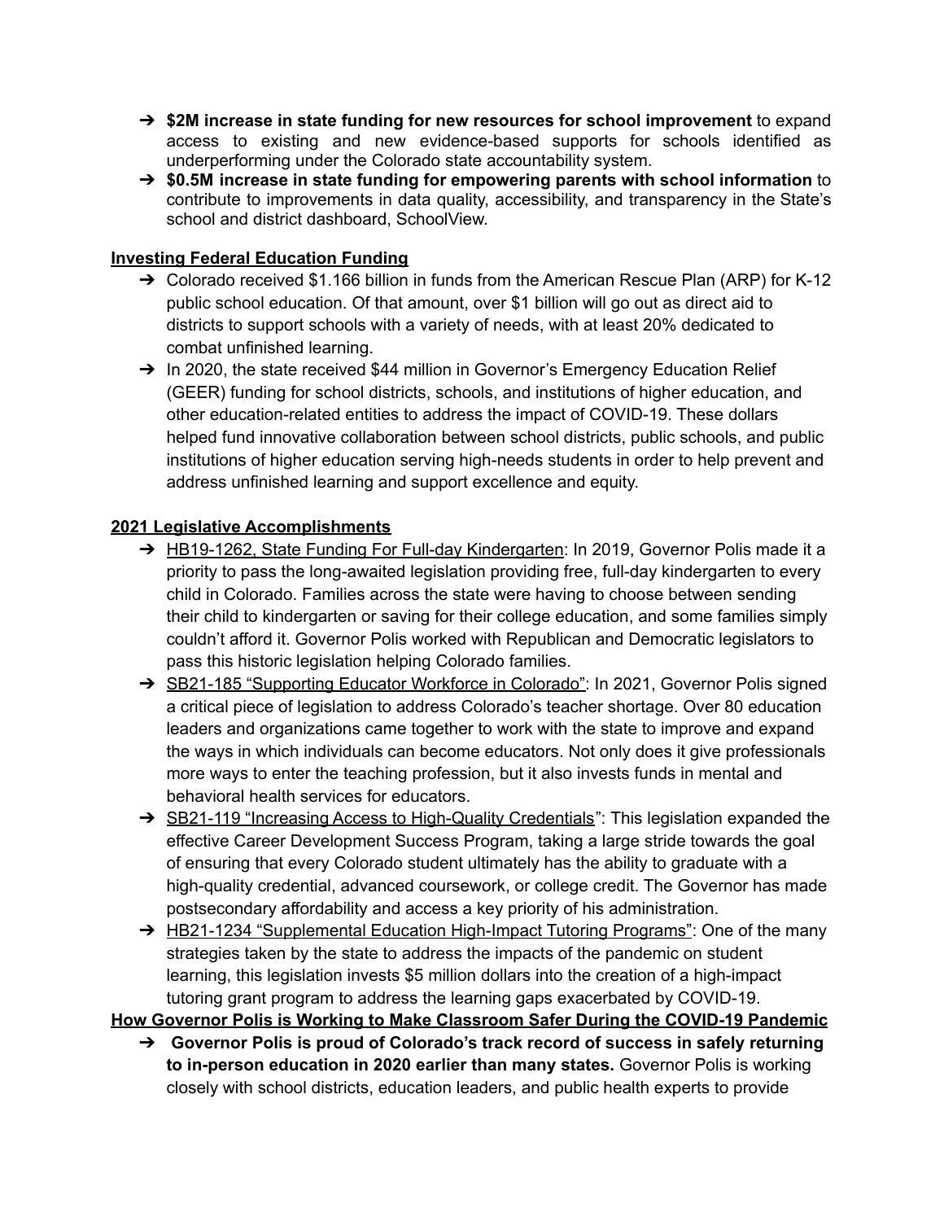- ➔ **$2M increase in state funding for new resources for school improvement** to expand access to existing and new evidence-based supports for schools identified as underperforming under the Colorado state accountability system.
- ➔ **$0.5M increase in state funding for empowering parents with school information** to contribute to improvements in data quality, accessibility, and transparency in the State's school and district dashboard, SchoolView.

**Investing Federal Education Funding**

- ➔ Colorado received $1.166 billion in funds from the American Rescue Plan (ARP) for K-12 public school education. Of that amount, over $1 billion will go out as direct aid to districts to support schools with a variety of needs, with at least 20% dedicated to combat unfinished learning.
- ➔ In 2020, the state received $44 million in Governor's Emergency Education Relief (GEER) funding for school districts, schools, and institutions of higher education, and other education-related entities to address the impact of COVID-19. These dollars helped fund innovative collaboration between school districts, public schools, and public institutions of higher education serving high-needs students in order to help prevent and address unfinished learning and support excellence and equity.

**2021 Legislative Accomplishments**

- ➔ HB19-1262, State Funding For Full-day Kindergarten: In 2019, Governor Polis made it a priority to pass the long-awaited legislation providing free, full-day kindergarten to every child in Colorado. Families across the state were having to choose between sending their child to kindergarten or saving for their college education, and some families simply couldn't afford it. Governor Polis worked with Republican and Democratic legislators to pass this historic legislation helping Colorado families.
- ➔ SB21-185 "Supporting Educator Workforce in Colorado": In 2021, Governor Polis signed a critical piece of legislation to address Colorado's teacher shortage. Over 80 education leaders and organizations came together to work with the state to improve and expand the ways in which individuals can become educators. Not only does it give professionals more ways to enter the teaching profession, but it also invests funds in mental and behavioral health services for educators.
- ➔ SB21-119 "Increasing Access to High-Quality Credentials": This legislation expanded the effective Career Development Success Program, taking a large stride towards the goal of ensuring that every Colorado student ultimately has the ability to graduate with a high-quality credential, advanced coursework, or college credit. The Governor has made postsecondary affordability and access a key priority of his administration.
- ➔ HB21-1234 "Supplemental Education High-Impact Tutoring Programs": One of the many strategies taken by the state to address the impacts of the pandemic on student learning, this legislation invests $5 million dollars into the creation of a high-impact tutoring grant program to address the learning gaps exacerbated by COVID-19.

**How Governor Polis is Working to Make Classroom Safer During the COVID-19 Pandemic**

- ➔ **Governor Polis is proud of Colorado's track record of success in safely returning to in-person education in 2020 earlier than many states.** Governor Polis is working closely with school districts, education leaders, and public health experts to provide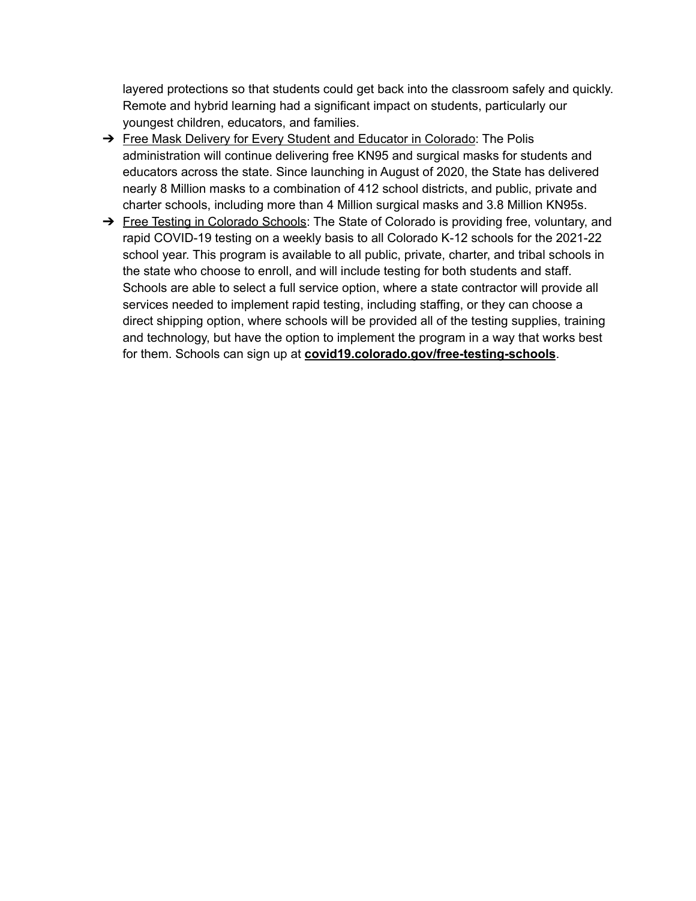layered protections so that students could get back into the classroom safely and quickly. Remote and hybrid learning had a significant impact on students, particularly our youngest children, educators, and families.

- Free Mask Delivery for Every Student and Educator in Colorado: The Polis administration will continue delivering free KN95 and surgical masks for students and educators across the state. Since launching in August of 2020, the State has delivered nearly 8 Million masks to a combination of 412 school districts, and public, private and charter schools, including more than 4 Million surgical masks and 3.8 Million KN95s.
- Free Testing in Colorado Schools: The State of Colorado is providing free, voluntary, and rapid COVID-19 testing on a weekly basis to all Colorado K-12 schools for the 2021-22 school year. This program is available to all public, private, charter, and tribal schools in the state who choose to enroll, and will include testing for both students and staff. Schools are able to select a full service option, where a state contractor will provide all services needed to implement rapid testing, including staffing, or they can choose a direct shipping option, where schools will be provided all of the testing supplies, training and technology, but have the option to implement the program in a way that works best for them. Schools can sign up at **covid19.colorado.gov/free-testing-schools**.